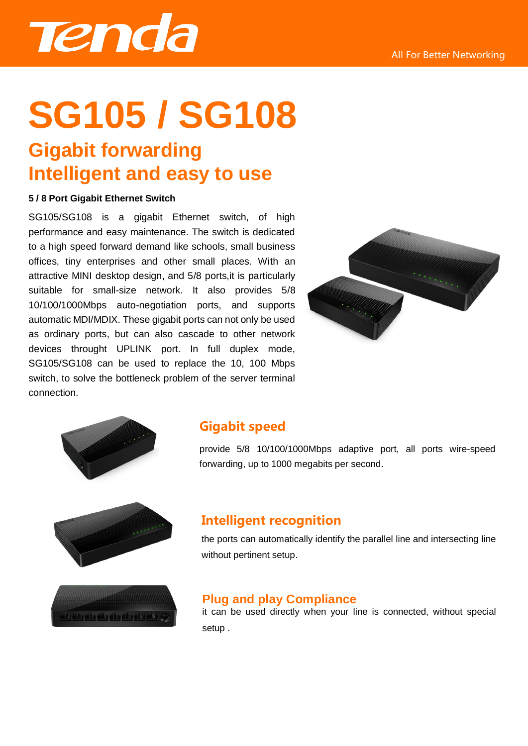Tenda

All For Better Networking

# SG105 / SG108

## Gigabit forwarding
## Intelligent and easy to use

**5 / 8 Port Gigabit Ethernet Switch**

SG105/SG108 is a gigabit Ethernet switch, of high performance and easy maintenance. The switch is dedicated to a high speed forward demand like schools, small business offices, tiny enterprises and other small places. With an attractive MINI desktop design, and 5/8 ports,it is particularly suitable for small-size network. It also provides 5/8 10/100/1000Mbps auto-negotiation ports, and supports automatic MDI/MDIX. These gigabit ports can not only be used as ordinary ports, but can also cascade to other network devices throught UPLINK port. In full duplex mode, SG105/SG108 can be used to replace the 10, 100 Mbps switch, to solve the bottleneck problem of the server terminal connection.

### Gigabit speed

provide 5/8 10/100/1000Mbps adaptive port, all ports wire-speed forwarding, up to 1000 megabits per second.

### Intelligent recognition

the ports can automatically identify the parallel line and intersecting line without pertinent setup.

### Plug and play Compliance

it can be used directly when your line is connected, without special setup .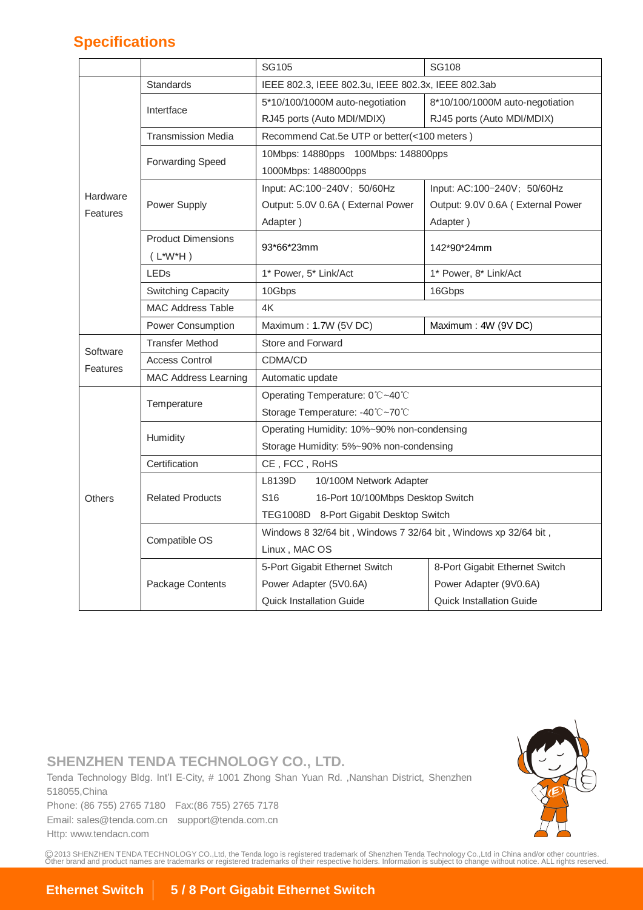## Specifications

| | | SG105 | SG108 |
|---|---|---|---|
| Hardware Features | Standards | IEEE 802.3, IEEE 802.3u, IEEE 802.3x, IEEE 802.3ab | |
| | Intertface | 5*10/100/1000M auto-negotiation RJ45 ports (Auto MDI/MDIX) | 8*10/100/1000M auto-negotiation RJ45 ports (Auto MDI/MDIX) |
| | Transmission Media | Recommend Cat.5e UTP or better(<100 meters ) | |
| | Forwarding Speed | 10Mbps: 14880pps 100Mbps: 148800pps 1000Mbps: 1488000pps | |
| | Power Supply | Input: AC:100~240V; 50/60Hz Output: 5.0V 0.6A ( External Power Adapter ) | Input: AC:100~240V; 50/60Hz Output: 9.0V 0.6A ( External Power Adapter ) |
| | Product Dimensions ( L*W*H ) | 93*66*23mm | 142*90*24mm |
| | LEDs | 1* Power, 5* Link/Act | 1* Power, 8* Link/Act |
| | Switching Capacity | 10Gbps | 16Gbps |
| | MAC Address Table | 4K | |
| | Power Consumption | Maximum : 1.7W (5V DC) | Maximum : 4W (9V DC) |
| Software Features | Transfer Method | Store and Forward | |
| | Access Control | CDMA/CD | |
| | MAC Address Learning | Automatic update | |
| Others | Temperature | Operating Temperature: 0℃~40℃ Storage Temperature: -40℃~70℃ | |
| | Humidity | Operating Humidity: 10%~90% non-condensing Storage Humidity: 5%~90% non-condensing | |
| | Certification | CE , FCC , RoHS | |
| | Related Products | L8139D 10/100M Network Adapter S16 16-Port 10/100Mbps Desktop Switch TEG1008D 8-Port Gigabit Desktop Switch | |
| | Compatible OS | Windows 8 32/64 bit , Windows 7 32/64 bit , Windows xp 32/64 bit , Linux , MAC OS | |
| | Package Contents | 5-Port Gigabit Ethernet Switch Power Adapter (5V0.6A) Quick Installation Guide | 8-Port Gigabit Ethernet Switch Power Adapter (9V0.6A) Quick Installation Guide |

**SHENZHEN TENDA TECHNOLOGY CO., LTD.**

Tenda Technology Bldg. Int'l E-City, # 1001 Zhong Shan Yuan Rd. ,Nanshan District, Shenzhen 518055,China

Phone: (86 755) 2765 7180 Fax:(86 755) 2765 7178

Email: sales@tenda.com.cn support@tenda.com.cn

Http: www.tendacn.com

©2013 SHENZHEN TENDA TECHNOLOGY CO.,Ltd, the Tenda logo is registered trademark of Shenzhen Tenda Technology Co.,Ltd in China and/or other countries. Other brand and product names are trademarks or registered trademarks of their respective holders. Information is subject to change without notice. ALL rights reserved.

**Ethernet Switch** | **5 / 8 Port Gigabit Ethernet Switch**